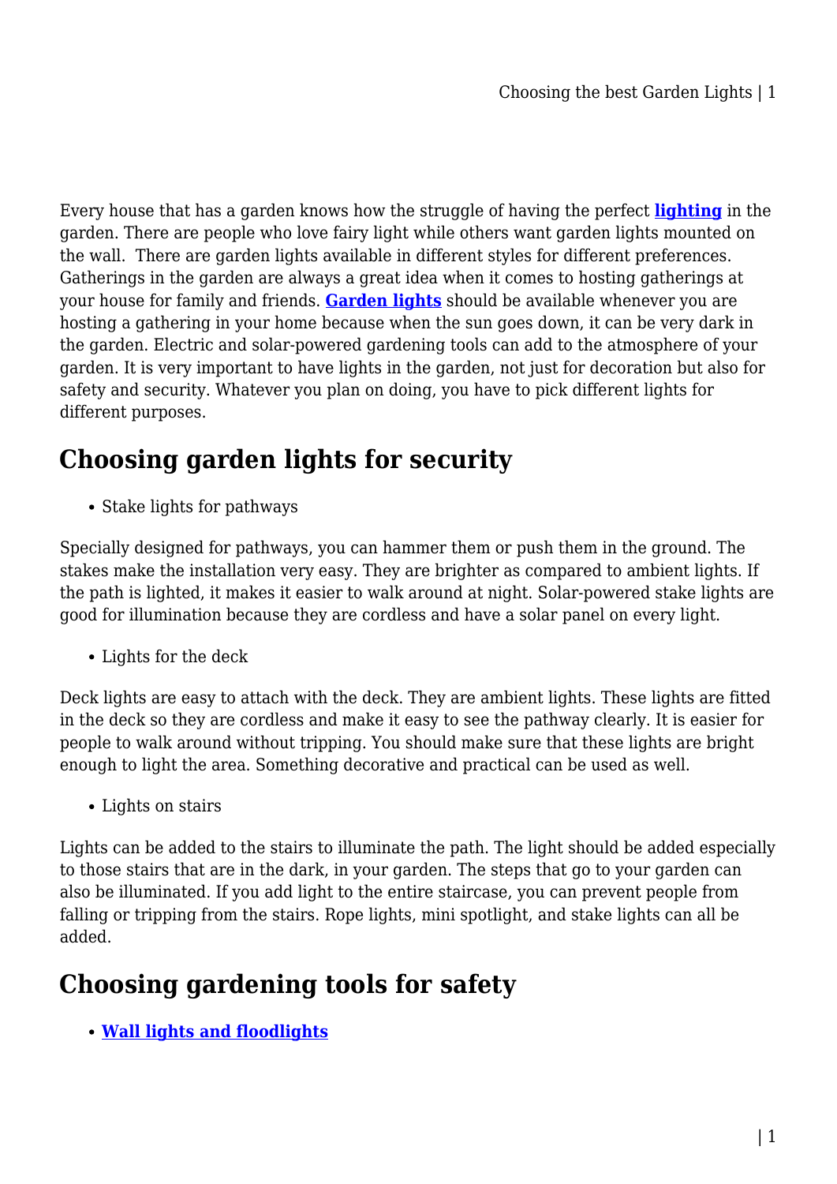Every house that has a garden knows how the struggle of having the perfect **lighting** in the garden. There are people who love fairy light while others want garden lights mounted on the wall.  There are garden lights available in different styles for different preferences. Gatherings in the garden are always a great idea when it comes to hosting gatherings at your house for family and friends. **Garden lights** should be available whenever you are hosting a gathering in your home because when the sun goes down, it can be very dark in the garden. Electric and solar-powered gardening tools can add to the atmosphere of your garden. It is very important to have lights in the garden, not just for decoration but also for safety and security. Whatever you plan on doing, you have to pick different lights for different purposes.

## Choosing garden lights for security

- Stake lights for pathways

Specially designed for pathways, you can hammer them or push them in the ground. The stakes make the installation very easy. They are brighter as compared to ambient lights. If the path is lighted, it makes it easier to walk around at night. Solar-powered stake lights are good for illumination because they are cordless and have a solar panel on every light.

- Lights for the deck

Deck lights are easy to attach with the deck. They are ambient lights. These lights are fitted in the deck so they are cordless and make it easy to see the pathway clearly. It is easier for people to walk around without tripping. You should make sure that these lights are bright enough to light the area. Something decorative and practical can be used as well.

- Lights on stairs

Lights can be added to the stairs to illuminate the path. The light should be added especially to those stairs that are in the dark, in your garden. The steps that go to your garden can also be illuminated. If you add light to the entire staircase, you can prevent people from falling or tripping from the stairs. Rope lights, mini spotlight, and stake lights can all be added.

## Choosing gardening tools for safety

- **Wall lights and floodlights**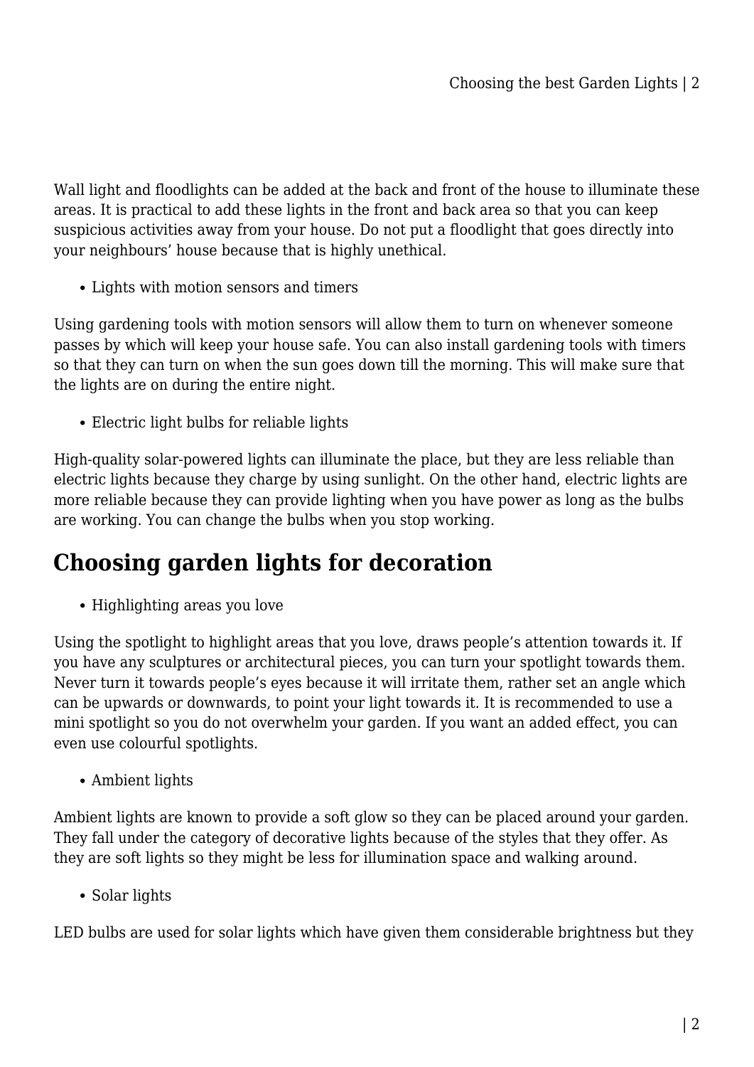Wall light and floodlights can be added at the back and front of the house to illuminate these areas. It is practical to add these lights in the front and back area so that you can keep suspicious activities away from your house. Do not put a floodlight that goes directly into your neighbours' house because that is highly unethical.

- Lights with motion sensors and timers

Using gardening tools with motion sensors will allow them to turn on whenever someone passes by which will keep your house safe. You can also install gardening tools with timers so that they can turn on when the sun goes down till the morning. This will make sure that the lights are on during the entire night.

- Electric light bulbs for reliable lights

High-quality solar-powered lights can illuminate the place, but they are less reliable than electric lights because they charge by using sunlight. On the other hand, electric lights are more reliable because they can provide lighting when you have power as long as the bulbs are working. You can change the bulbs when you stop working.

## Choosing garden lights for decoration

- Highlighting areas you love

Using the spotlight to highlight areas that you love, draws people's attention towards it. If you have any sculptures or architectural pieces, you can turn your spotlight towards them. Never turn it towards people's eyes because it will irritate them, rather set an angle which can be upwards or downwards, to point your light towards it. It is recommended to use a mini spotlight so you do not overwhelm your garden. If you want an added effect, you can even use colourful spotlights.

- Ambient lights

Ambient lights are known to provide a soft glow so they can be placed around your garden. They fall under the category of decorative lights because of the styles that they offer. As they are soft lights so they might be less for illumination space and walking around.

- Solar lights

LED bulbs are used for solar lights which have given them considerable brightness but they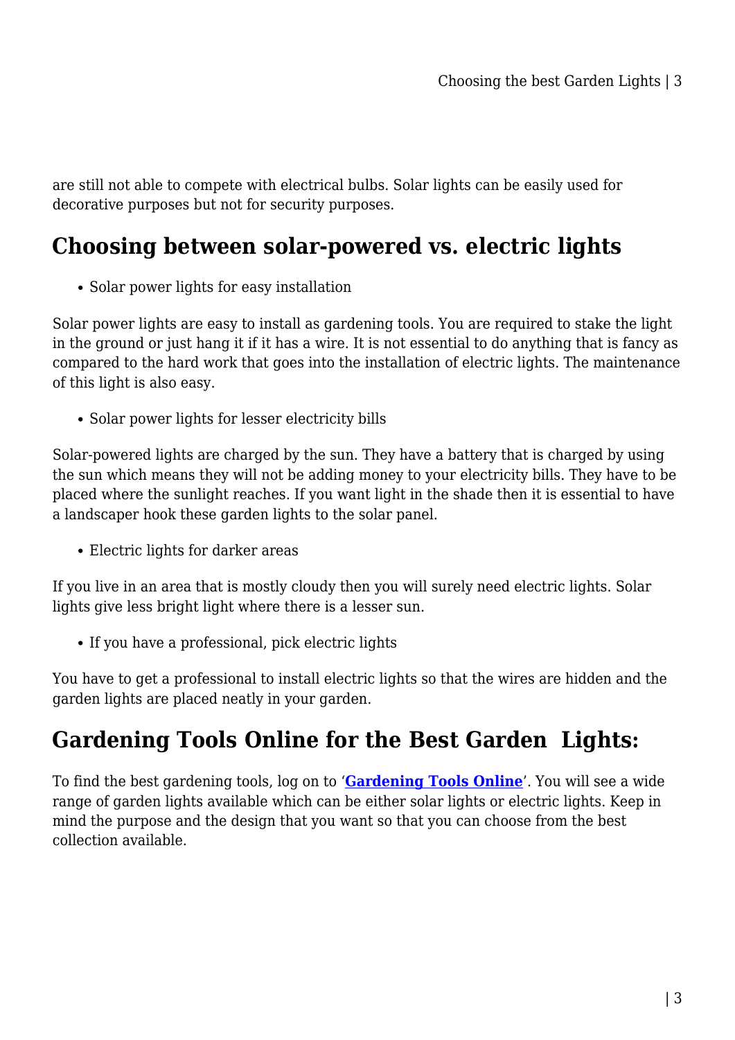are still not able to compete with electrical bulbs. Solar lights can be easily used for decorative purposes but not for security purposes.

## Choosing between solar-powered vs. electric lights

- Solar power lights for easy installation

Solar power lights are easy to install as gardening tools. You are required to stake the light in the ground or just hang it if it has a wire. It is not essential to do anything that is fancy as compared to the hard work that goes into the installation of electric lights. The maintenance of this light is also easy.

- Solar power lights for lesser electricity bills

Solar-powered lights are charged by the sun. They have a battery that is charged by using the sun which means they will not be adding money to your electricity bills. They have to be placed where the sunlight reaches. If you want light in the shade then it is essential to have a landscaper hook these garden lights to the solar panel.

- Electric lights for darker areas

If you live in an area that is mostly cloudy then you will surely need electric lights. Solar lights give less bright light where there is a lesser sun.

- If you have a professional, pick electric lights

You have to get a professional to install electric lights so that the wires are hidden and the garden lights are placed neatly in your garden.

## Gardening Tools Online for the Best Garden  Lights:

To find the best gardening tools, log on to '**Gardening Tools Online**'. You will see a wide range of garden lights available which can be either solar lights or electric lights. Keep in mind the purpose and the design that you want so that you can choose from the best collection available.